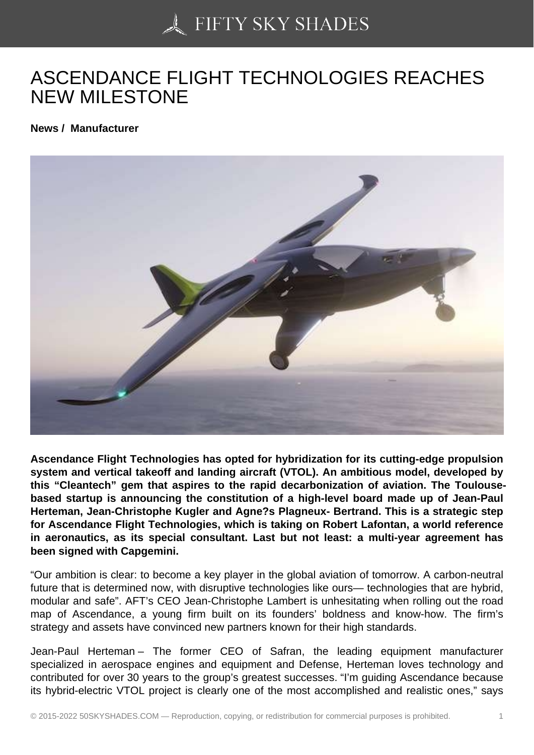# ASCENDANCE FLIGHT TECHNOLOGIES REACHES NEW MILESTONE

**News / Manufacturer**

**Ascendance Flight Technologies has opted for hybridization for its cutting-edge propulsion system and vertical takeoff and landing aircraft (VTOL). An ambitious model, developed by this "Cleantech" gem that aspires to the rapid decarbonization of aviation. The Toulouse-based startup is announcing the constitution of a high-level board made up of Jean-Paul Herteman, Jean-Christophe Kugler and Agne?s Plagneux- Bertrand. This is a strategic step for Ascendance Flight Technologies, which is taking on Robert Lafontan, a world reference in aeronautics, as its special consultant. Last but not least: a multi-year agreement has been signed with Capgemini.**

"Our ambition is clear: to become a key player in the global aviation of tomorrow. A carbon-neutral future that is determined now, with disruptive technologies like ours— technologies that are hybrid, modular and safe". AFT's CEO Jean-Christophe Lambert is unhesitating when rolling out the road map of Ascendance, a young firm built on its founders' boldness and know-how. The firm's strategy and assets have convinced new partners known for their high standards.

Jean-Paul Herteman – The former CEO of Safran, the leading equipment manufacturer specialized in aerospace engines and equipment and Defense, Herteman loves technology and contributed for over 30 years to the group's greatest successes. "I'm guiding Ascendance because its hybrid-electric VTOL project is clearly one of the most accomplished and realistic ones," says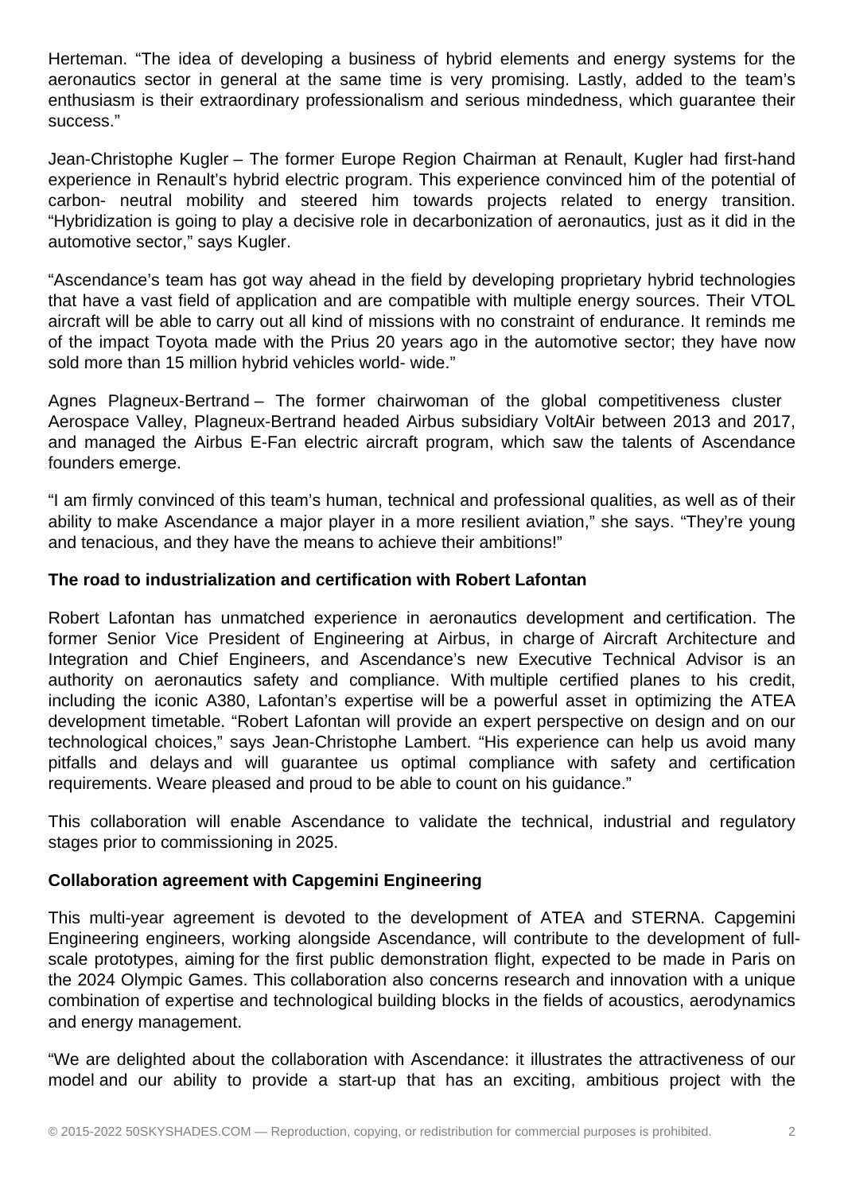Herteman. “The idea of developing a business of hybrid elements and energy systems for the aeronautics sector in general at the same time is very promising. Lastly, added to the team’s enthusiasm is their extraordinary professionalism and serious mindedness, which guarantee their success.”

Jean-Christophe Kugler – The former Europe Region Chairman at Renault, Kugler had first-hand experience in Renault’s hybrid electric program. This experience convinced him of the potential of carbon- neutral mobility and steered him towards projects related to energy transition. “Hybridization is going to play a decisive role in decarbonization of aeronautics, just as it did in the automotive sector,” says Kugler.

“Ascendance’s team has got way ahead in the field by developing proprietary hybrid technologies that have a vast field of application and are compatible with multiple energy sources. Their VTOL aircraft will be able to carry out all kind of missions with no constraint of endurance. It reminds me of the impact Toyota made with the Prius 20 years ago in the automotive sector; they have now sold more than 15 million hybrid vehicles world- wide.”

Agnes Plagneux-Bertrand – The former chairwoman of the global competitiveness cluster Aerospace Valley, Plagneux-Bertrand headed Airbus subsidiary VoltAir between 2013 and 2017, and managed the Airbus E-Fan electric aircraft program, which saw the talents of Ascendance founders emerge.

“I am firmly convinced of this team’s human, technical and professional qualities, as well as of their ability to make Ascendance a major player in a more resilient aviation,” she says. “They’re young and tenacious, and they have the means to achieve their ambitions!”

**The road to industrialization and certification with Robert Lafontan**

Robert Lafontan has unmatched experience in aeronautics development and certification. The former Senior Vice President of Engineering at Airbus, in charge of Aircraft Architecture and Integration and Chief Engineers, and Ascendance’s new Executive Technical Advisor is an authority on aeronautics safety and compliance. With multiple certified planes to his credit, including the iconic A380, Lafontan’s expertise will be a powerful asset in optimizing the ATEA development timetable. “Robert Lafontan will provide an expert perspective on design and on our technological choices,” says Jean-Christophe Lambert. “His experience can help us avoid many pitfalls and delays and will guarantee us optimal compliance with safety and certification requirements. Weare pleased and proud to be able to count on his guidance.”

This collaboration will enable Ascendance to validate the technical, industrial and regulatory stages prior to commissioning in 2025.

**Collaboration agreement with Capgemini Engineering**

This multi-year agreement is devoted to the development of ATEA and STERNA. Capgemini Engineering engineers, working alongside Ascendance, will contribute to the development of full-scale prototypes, aiming for the first public demonstration flight, expected to be made in Paris on the 2024 Olympic Games. This collaboration also concerns research and innovation with a unique combination of expertise and technological building blocks in the fields of acoustics, aerodynamics and energy management.

“We are delighted about the collaboration with Ascendance: it illustrates the attractiveness of our model and our ability to provide a start-up that has an exciting, ambitious project with the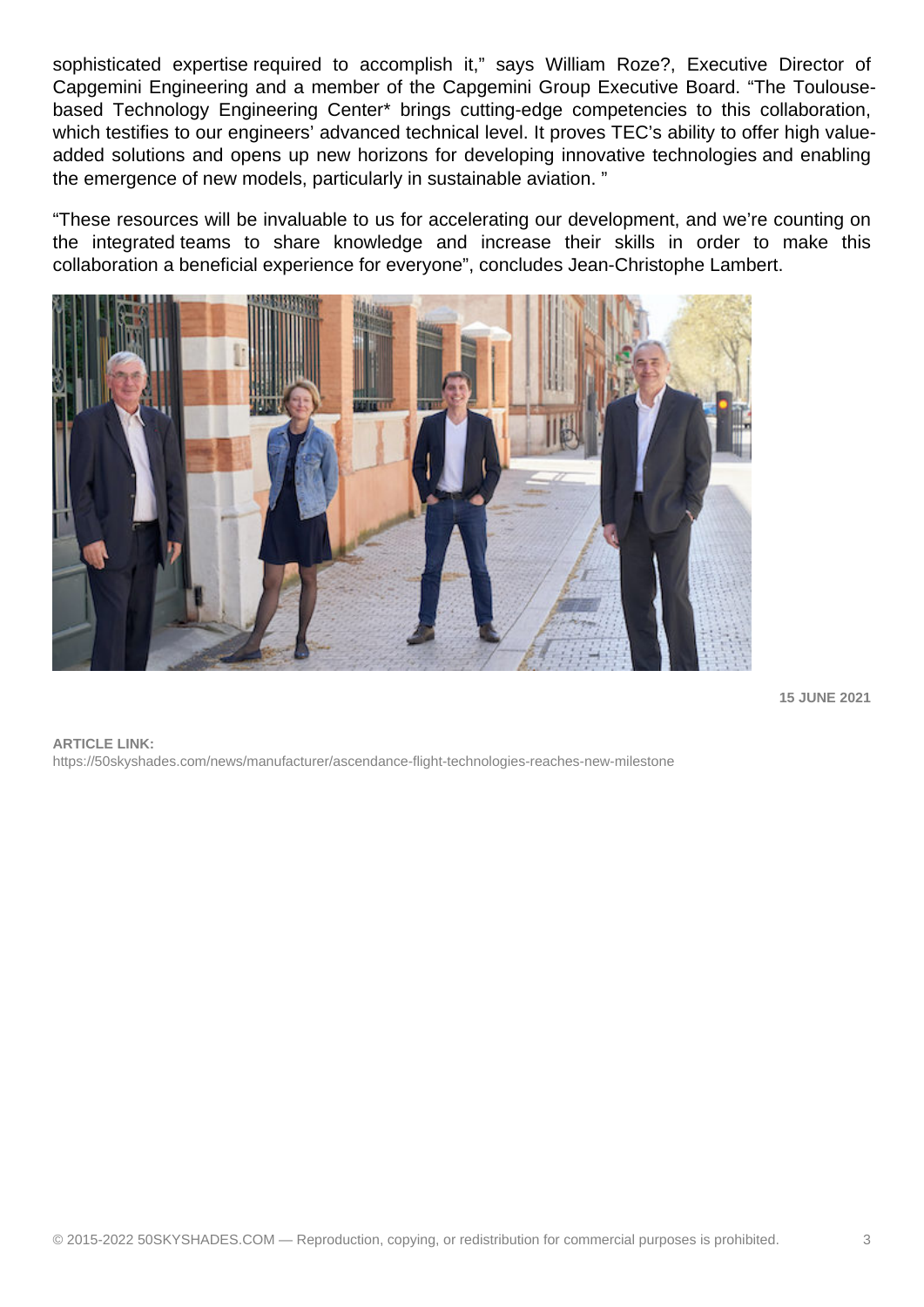sophisticated expertise required to accomplish it," says William Roze?, Executive Director of Capgemini Engineering and a member of the Capgemini Group Executive Board. "The Toulouse-based Technology Engineering Center* brings cutting-edge competencies to this collaboration, which testifies to our engineers' advanced technical level. It proves TEC's ability to offer high value-added solutions and opens up new horizons for developing innovative technologies and enabling the emergence of new models, particularly in sustainable aviation. "

"These resources will be invaluable to us for accelerating our development, and we're counting on the integrated teams to share knowledge and increase their skills in order to make this collaboration a beneficial experience for everyone", concludes Jean-Christophe Lambert.

**15 JUNE 2021**

**ARTICLE LINK:**
https://50skyshades.com/news/manufacturer/ascendance-flight-technologies-reaches-new-milestone